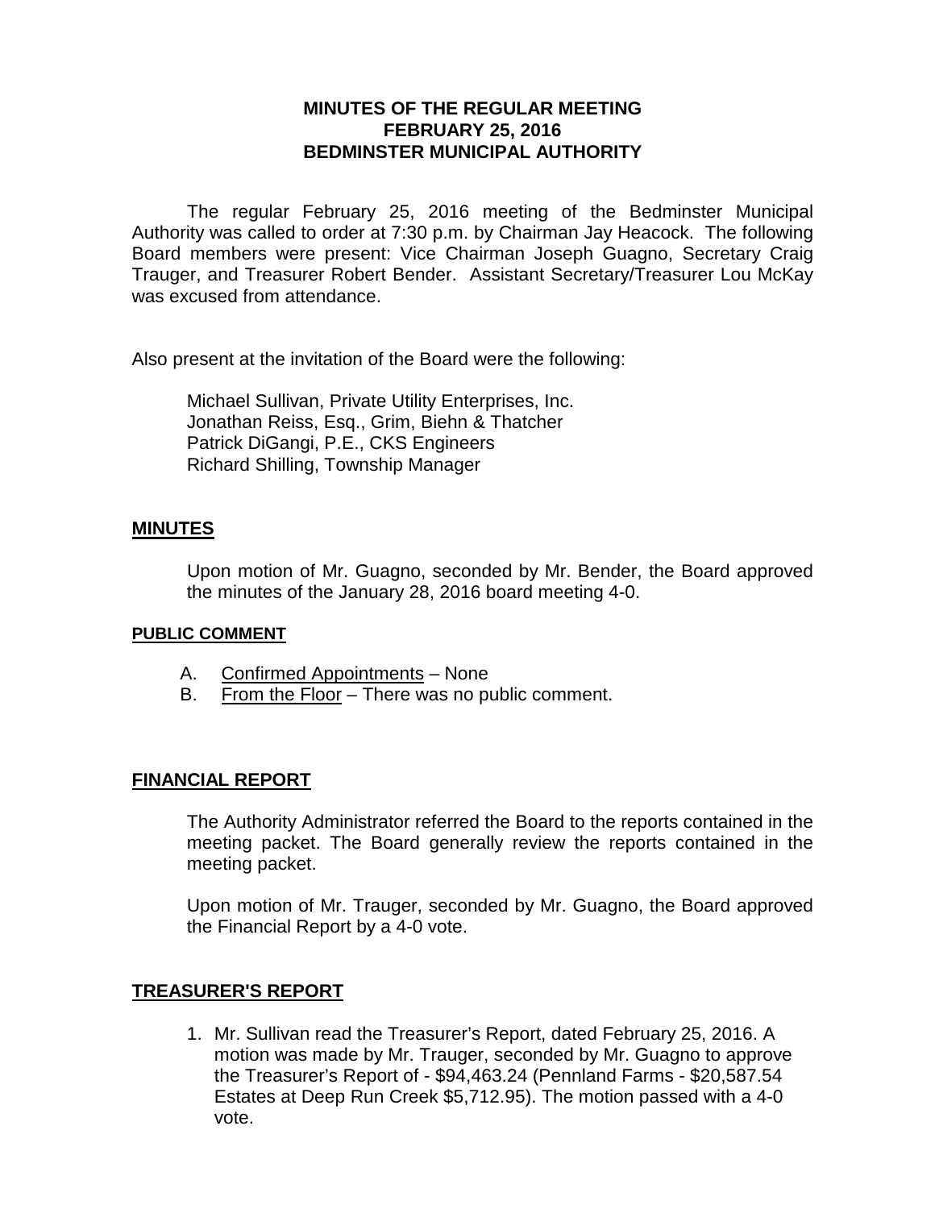**MINUTES OF THE REGULAR MEETING**
**FEBRUARY 25, 2016**
**BEDMINSTER MUNICIPAL AUTHORITY**

The regular February 25, 2016 meeting of the Bedminster Municipal Authority was called to order at 7:30 p.m. by Chairman Jay Heacock. The following Board members were present: Vice Chairman Joseph Guagno, Secretary Craig Trauger, and Treasurer Robert Bender. Assistant Secretary/Treasurer Lou McKay was excused from attendance.

Also present at the invitation of the Board were the following:

Michael Sullivan, Private Utility Enterprises, Inc.
Jonathan Reiss, Esq., Grim, Biehn & Thatcher
Patrick DiGangi, P.E., CKS Engineers
Richard Shilling, Township Manager

## MINUTES

Upon motion of Mr. Guagno, seconded by Mr. Bender, the Board approved the minutes of the January 28, 2016 board meeting 4-0.

## PUBLIC COMMENT

A. Confirmed Appointments – None
B. From the Floor – There was no public comment.

## FINANCIAL REPORT

The Authority Administrator referred the Board to the reports contained in the meeting packet. The Board generally review the reports contained in the meeting packet.

Upon motion of Mr. Trauger, seconded by Mr. Guagno, the Board approved the Financial Report by a 4-0 vote.

## TREASURER'S REPORT

1. Mr. Sullivan read the Treasurer's Report, dated February 25, 2016. A motion was made by Mr. Trauger, seconded by Mr. Guagno to approve the Treasurer's Report of - $94,463.24 (Pennland Farms - $20,587.54 Estates at Deep Run Creek $5,712.95). The motion passed with a 4-0 vote.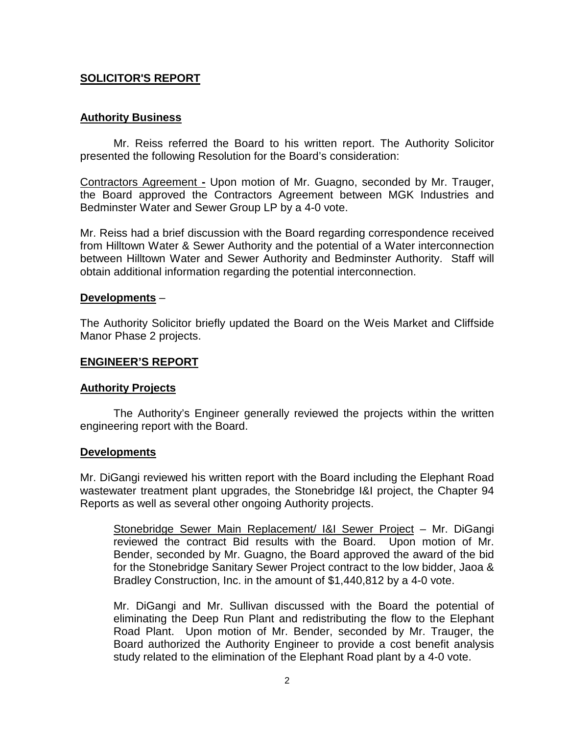## **SOLICITOR'S REPORT**

### **Authority Business**

Mr. Reiss referred the Board to his written report. The Authority Solicitor presented the following Resolution for the Board's consideration:

Contractors Agreement **-** Upon motion of Mr. Guagno, seconded by Mr. Trauger, the Board approved the Contractors Agreement between MGK Industries and Bedminster Water and Sewer Group LP by a 4-0 vote.

Mr. Reiss had a brief discussion with the Board regarding correspondence received from Hilltown Water & Sewer Authority and the potential of a Water interconnection between Hilltown Water and Sewer Authority and Bedminster Authority. Staff will obtain additional information regarding the potential interconnection.

### **Developments** –

The Authority Solicitor briefly updated the Board on the Weis Market and Cliffside Manor Phase 2 projects.

## **ENGINEER'S REPORT**

### **Authority Projects**

The Authority's Engineer generally reviewed the projects within the written engineering report with the Board.

### **Developments**

Mr. DiGangi reviewed his written report with the Board including the Elephant Road wastewater treatment plant upgrades, the Stonebridge I&I project, the Chapter 94 Reports as well as several other ongoing Authority projects.

Stonebridge Sewer Main Replacement/ I&I Sewer Project – Mr. DiGangi reviewed the contract Bid results with the Board. Upon motion of Mr. Bender, seconded by Mr. Guagno, the Board approved the award of the bid for the Stonebridge Sanitary Sewer Project contract to the low bidder, Jaoa & Bradley Construction, Inc. in the amount of $1,440,812 by a 4-0 vote.

Mr. DiGangi and Mr. Sullivan discussed with the Board the potential of eliminating the Deep Run Plant and redistributing the flow to the Elephant Road Plant. Upon motion of Mr. Bender, seconded by Mr. Trauger, the Board authorized the Authority Engineer to provide a cost benefit analysis study related to the elimination of the Elephant Road plant by a 4-0 vote.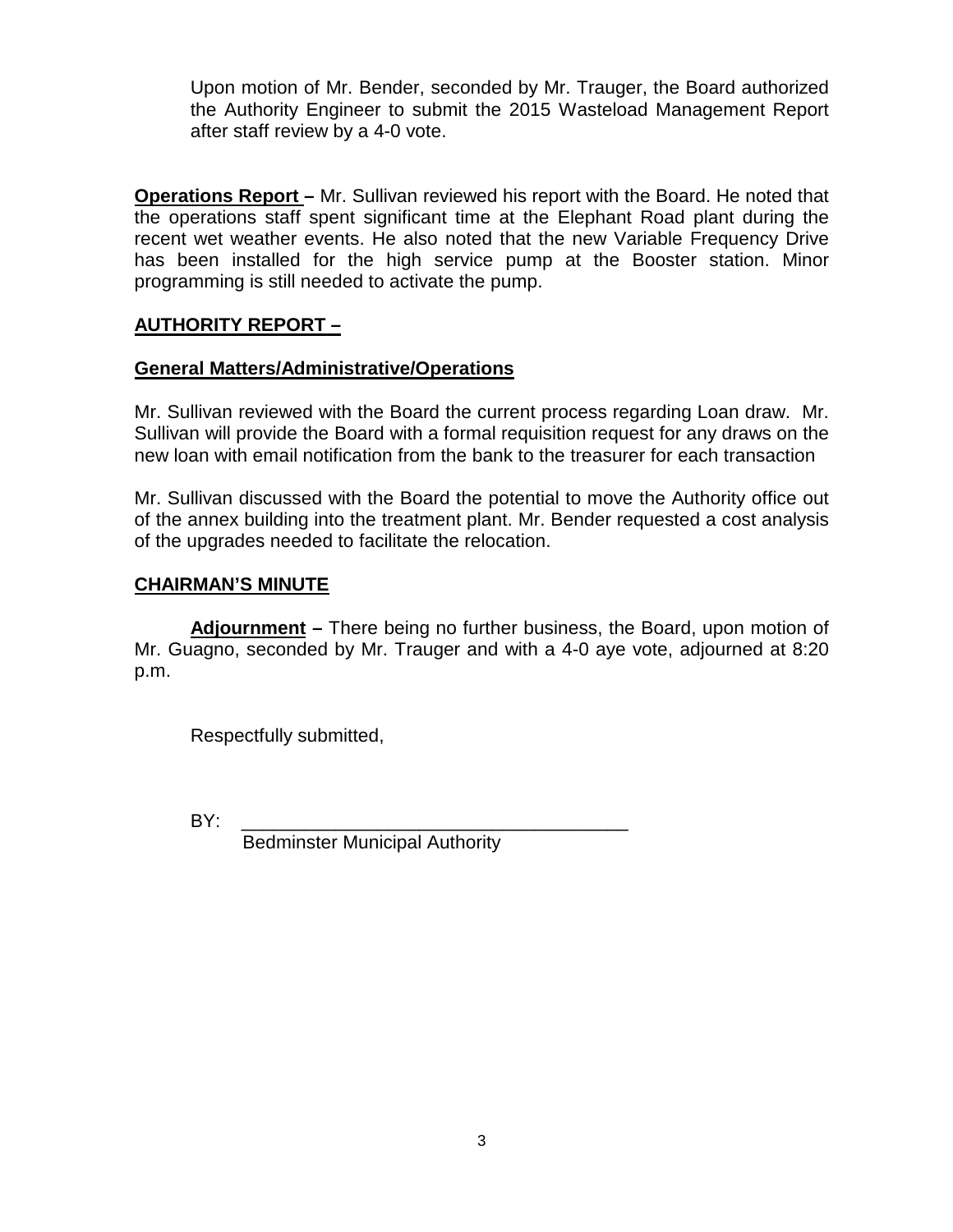Upon motion of Mr. Bender, seconded by Mr. Trauger, the Board authorized the Authority Engineer to submit the 2015 Wasteload Management Report after staff review by a 4-0 vote.

**Operations Report –** Mr. Sullivan reviewed his report with the Board. He noted that the operations staff spent significant time at the Elephant Road plant during the recent wet weather events. He also noted that the new Variable Frequency Drive has been installed for the high service pump at the Booster station. Minor programming is still needed to activate the pump.

## AUTHORITY REPORT –

### General Matters/Administrative/Operations

Mr. Sullivan reviewed with the Board the current process regarding Loan draw. Mr. Sullivan will provide the Board with a formal requisition request for any draws on the new loan with email notification from the bank to the treasurer for each transaction

Mr. Sullivan discussed with the Board the potential to move the Authority office out of the annex building into the treatment plant. Mr. Bender requested a cost analysis of the upgrades needed to facilitate the relocation.

## CHAIRMAN'S MINUTE

**Adjournment –** There being no further business, the Board, upon motion of Mr. Guagno, seconded by Mr. Trauger and with a 4-0 aye vote, adjourned at 8:20 p.m.

Respectfully submitted,

BY: \_\_\_\_\_\_\_\_\_\_\_\_\_\_\_\_\_\_\_\_\_\_\_\_\_\_\_\_\_\_\_\_\_\_\_\_\_\_
Bedminster Municipal Authority